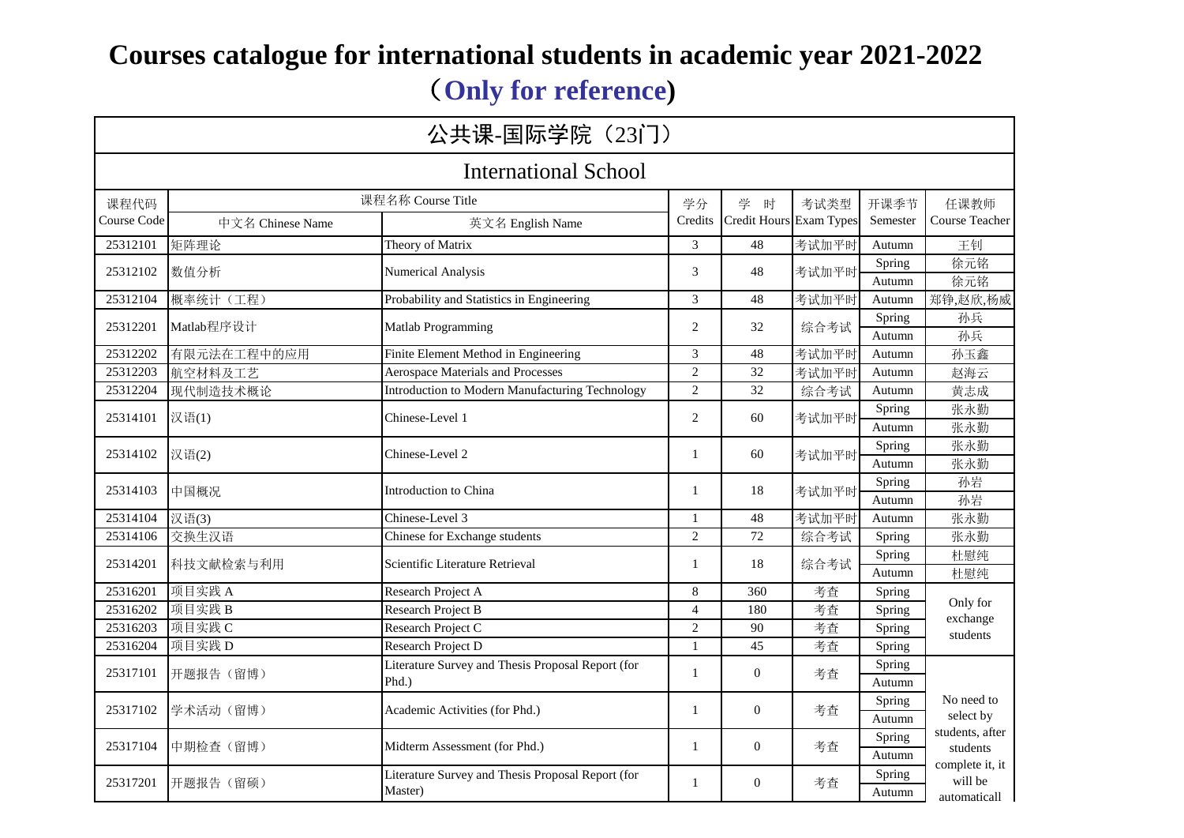# Courses catalogue for international students in academic year 2021-2022

## （Only for reference)

| 公共课-国际学院（23门） | | | | | | | |
|---|---|---|---|---|---|---|---|
| International School | | | | | | | |
| 课程代码 Course Code | 课程名称 Course Title 中文名 Chinese Name | 英文名 English Name | 学分 Credits | 学 时 Credit Hours | 考试类型 Exam Types | 开课季节 Semester | 任课教师 Course Teacher |
| 25312101 | 矩阵理论 | Theory of Matrix | 3 | 48 | 考试加平时 | Autumn | 王钊 |
| 25312102 | 数值分析 | Numerical Analysis | 3 | 48 | 考试加平时 | Spring | 徐元铭 |
| | | | | | | Autumn | 徐元铭 |
| 25312104 | 概率统计（工程） | Probability and Statistics in Engineering | 3 | 48 | 考试加平时 | Autumn | 郑铮,赵欣,杨威 |
| 25312201 | Matlab程序设计 | Matlab Programming | 2 | 32 | 综合考试 | Spring | 孙兵 |
| | | | | | | Autumn | 孙兵 |
| 25312202 | 有限元法在工程中的应用 | Finite Element Method in Engineering | 3 | 48 | 考试加平时 | Autumn | 孙玉鑫 |
| 25312203 | 航空材料及工艺 | Aerospace Materials and Processes | 2 | 32 | 考试加平时 | Autumn | 赵海云 |
| 25312204 | 现代制造技术概论 | Introduction to Modern Manufacturing Technology | 2 | 32 | 综合考试 | Autumn | 黄志成 |
| 25314101 | 汉语(1) | Chinese-Level 1 | 2 | 60 | 考试加平时 | Spring | 张永勤 |
| | | | | | | Autumn | 张永勤 |
| 25314102 | 汉语(2) | Chinese-Level 2 | 1 | 60 | 考试加平时 | Spring | 张永勤 |
| | | | | | | Autumn | 张永勤 |
| 25314103 | 中国概况 | Introduction to China | 1 | 18 | 考试加平时 | Spring | 孙岩 |
| | | | | | | Autumn | 孙岩 |
| 25314104 | 汉语(3) | Chinese-Level 3 | 1 | 48 | 考试加平时 | Autumn | 张永勤 |
| 25314106 | 交换生汉语 | Chinese for Exchange students | 2 | 72 | 综合考试 | Spring | 张永勤 |
| 25314201 | 科技文献检索与利用 | Scientific Literature Retrieval | 1 | 18 | 综合考试 | Spring | 杜慰纯 |
| | | | | | | Autumn | 杜慰纯 |
| 25316201 | 项目实践 A | Research Project A | 8 | 360 | 考查 | Spring | Only for exchange students |
| 25316202 | 项目实践 B | Research Project B | 4 | 180 | 考查 | Spring | |
| 25316203 | 项目实践 C | Research Project C | 2 | 90 | 考查 | Spring | |
| 25316204 | 项目实践 D | Research Project D | 1 | 45 | 考查 | Spring | |
| 25317101 | 开题报告（留博） | Literature Survey and Thesis Proposal Report (for Phd.) | 1 | 0 | 考查 | Spring | No need to select by students, after students complete it, it will be automaticall |
| | | | | | | Autumn | |
| 25317102 | 学术活动（留博） | Academic Activities (for Phd.) | 1 | 0 | 考查 | Spring | |
| | | | | | | Autumn | |
| 25317104 | 中期检查（留博） | Midterm Assessment (for Phd.) | 1 | 0 | 考查 | Spring | |
| | | | | | | Autumn | |
| 25317201 | 开题报告（留硕） | Literature Survey and Thesis Proposal Report (for Master) | 1 | 0 | 考查 | Spring | |
| | | | | | | Autumn | |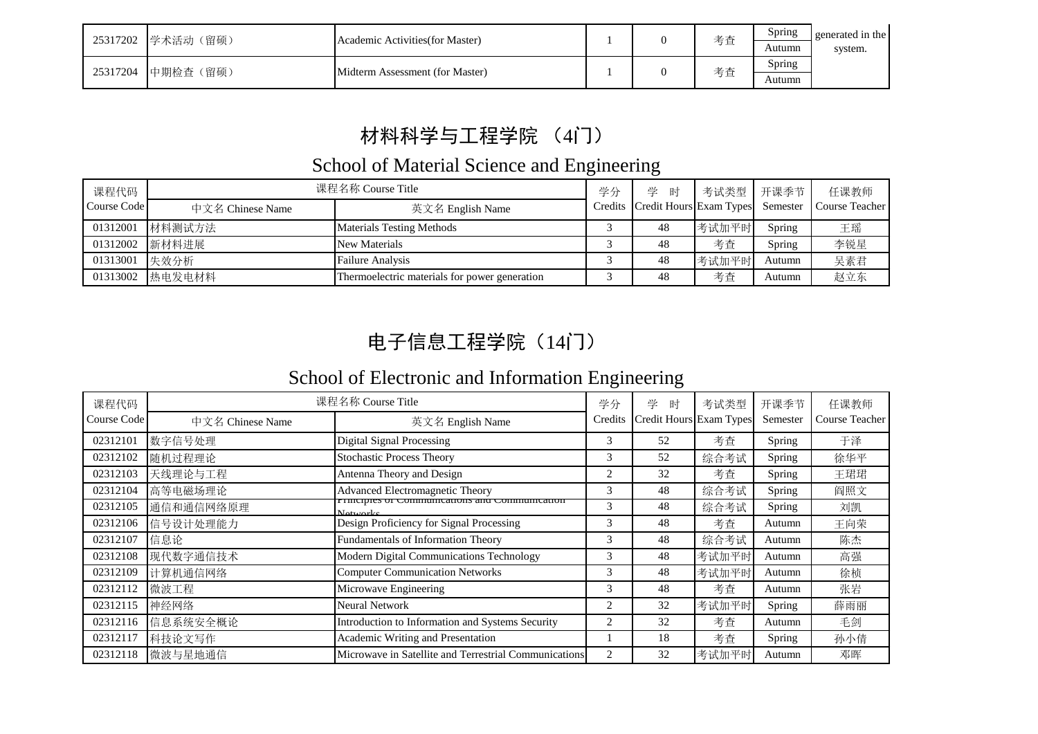| 25317202 | 学术活动（留硕） | Academic Activities(for Master) | 1 | 0 | 考查 | Spring / Autumn | generated in the system. |
|---|---|---|---|---|---|---|---|
| 25317204 | 中期检查（留硕） | Midterm Assessment (for Master) | 1 | 0 | 考查 | Spring / Autumn | |

## 材料科学与工程学院 （4门）

## School of Material Science and Engineering

| 课程代码 Course Code | 课程名称 Course Title | | 学分 Credits | 学 时 Credit Hours | 考试类型 Exam Types | 开课季节 Semester | 任课教师 Course Teacher |
|---|---|---|---|---|---|---|---|
| | 中文名 Chinese Name | 英文名 English Name | | | | | |
| 01312001 | 材料测试方法 | Materials Testing Methods | 3 | 48 | 考试加平时 | Spring | 王瑶 |
| 01312002 | 新材料进展 | New Materials | 3 | 48 | 考查 | Spring | 李锐星 |
| 01313001 | 失效分析 | Failure Analysis | 3 | 48 | 考试加平时 | Autumn | 吴素君 |
| 01313002 | 热电发电材料 | Thermoelectric materials for power generation | 3 | 48 | 考查 | Autumn | 赵立东 |

## 电子信息工程学院（14门）

## School of Electronic and Information Engineering

| 课程代码 Course Code | 课程名称 Course Title | | 学分 Credits | 学 时 Credit Hours | 考试类型 Exam Types | 开课季节 Semester | 任课教师 Course Teacher |
|---|---|---|---|---|---|---|---|
| | 中文名 Chinese Name | 英文名 English Name | | | | | |
| 02312101 | 数字信号处理 | Digital Signal Processing | 3 | 52 | 考查 | Spring | 于泽 |
| 02312102 | 随机过程理论 | Stochastic Process Theory | 3 | 52 | 综合考试 | Spring | 徐华平 |
| 02312103 | 天线理论与工程 | Antenna Theory and Design | 2 | 32 | 考查 | Spring | 王珺珺 |
| 02312104 | 高等电磁场理论 | Advanced Electromagnetic Theory | 3 | 48 | 综合考试 | Spring | 阎照文 |
| 02312105 | 通信和通信网络原理 | Principles of Communications and Communication Networks | 3 | 48 | 综合考试 | Spring | 刘凯 |
| 02312106 | 信号设计处理能力 | Design Proficiency for Signal Processing | 3 | 48 | 考查 | Autumn | 王向荣 |
| 02312107 | 信息论 | Fundamentals of Information Theory | 3 | 48 | 综合考试 | Autumn | 陈杰 |
| 02312108 | 现代数字通信技术 | Modern Digital Communications Technology | 3 | 48 | 考试加平时 | Autumn | 高强 |
| 02312109 | 计算机通信网络 | Computer Communication Networks | 3 | 48 | 考试加平时 | Autumn | 徐桢 |
| 02312112 | 微波工程 | Microwave Engineering | 3 | 48 | 考查 | Autumn | 张岩 |
| 02312115 | 神经网络 | Neural Network | 2 | 32 | 考试加平时 | Spring | 薛雨丽 |
| 02312116 | 信息系统安全概论 | Introduction to Information and Systems Security | 2 | 32 | 考查 | Autumn | 毛剑 |
| 02312117 | 科技论文写作 | Academic Writing and Presentation | 1 | 18 | 考查 | Spring | 孙小倩 |
| 02312118 | 微波与星地通信 | Microwave in Satellite and Terrestrial Communications | 2 | 32 | 考试加平时 | Autumn | 邓晖 |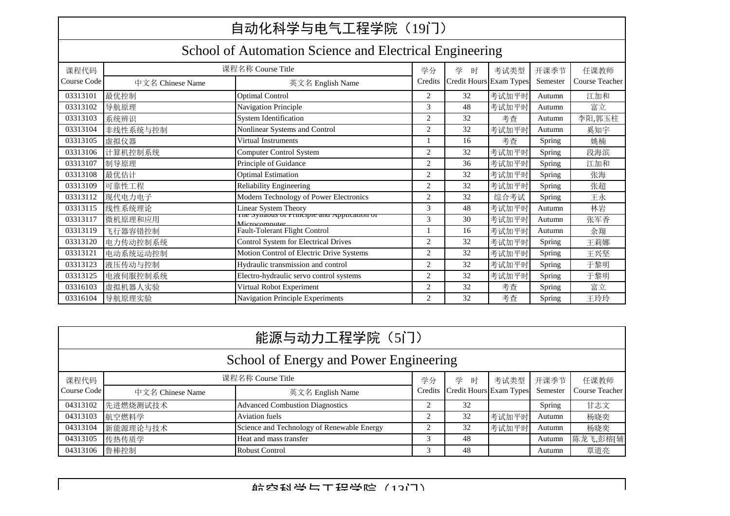## 自动化科学与电气工程学院（19门）

## School of Automation Science and Electrical Engineering

| 课程代码 Course Code | 课程名称 Course Title 中文名 Chinese Name | 英文名 English Name | 学分 Credits | 学 时 Credit Hours | 考试类型 Exam Types | 开课季节 Semester | 任课教师 Course Teacher |
|---|---|---|---|---|---|---|---|
| 03313101 | 最优控制 | Optimal Control | 2 | 32 | 考试加平时 | Autumn | 江加和 |
| 03313102 | 导航原理 | Navigation Principle | 3 | 48 | 考试加平时 | Autumn | 富立 |
| 03313103 | 系统辨识 | System Identification | 2 | 32 | 考查 | Autumn | 李阳,郭玉柱 |
| 03313104 | 非线性系统与控制 | Nonlinear Systems and Control | 2 | 32 | 考试加平时 | Autumn | 奚知宇 |
| 03313105 | 虚拟仪器 | Virtual Instruments | 1 | 16 | 考查 | Spring | 姚楠 |
| 03313106 | 计算机控制系统 | Computer Control System | 2 | 32 | 考试加平时 | Spring | 段海滨 |
| 03313107 | 制导原理 | Principle of Guidance | 2 | 36 | 考试加平时 | Spring | 江加和 |
| 03313108 | 最优估计 | Optimal Estimation | 2 | 32 | 考试加平时 | Spring | 张海 |
| 03313109 | 可靠性工程 | Reliability Engineering | 2 | 32 | 考试加平时 | Spring | 张超 |
| 03313112 | 现代电力电子 | Modern Technology of Power Electronics | 2 | 32 | 综合考试 | Spring | 王永 |
| 03313115 | 线性系统理论 | Linear System Theory | 3 | 48 | 考试加平时 | Autumn | 林岩 |
| 03313117 | 微机原理和应用 | The Syllabus of Principle and Application of Microcomputer | 3 | 30 | 考试加平时 | Autumn | 张军香 |
| 03313119 | 飞行器容错控制 | Fault-Tolerant Flight Control | 1 | 16 | 考试加平时 | Autumn | 余翔 |
| 03313120 | 电力传动控制系统 | Control System for Electrical Drives | 2 | 32 | 考试加平时 | Spring | 王莉娜 |
| 03313121 | 电动系统运动控制 | Motion Control of Electric Drive Systems | 2 | 32 | 考试加平时 | Spring | 王兴坚 |
| 03313123 | 液压传动与控制 | Hydraulic transmission and control | 2 | 32 | 考试加平时 | Spring | 于黎明 |
| 03313125 | 电液伺服控制系统 | Electro-hydraulic servo control systems | 2 | 32 | 考试加平时 | Spring | 于黎明 |
| 03316103 | 虚拟机器人实验 | Virtual Robot Experiment | 2 | 32 | 考查 | Spring | 富立 |
| 03316104 | 导航原理实验 | Navigation Principle Experiments | 2 | 32 | 考查 | Spring | 王玲玲 |

## 能源与动力工程学院（5门）

## School of Energy and Power Engineering

| 课程代码 Course Code | 课程名称 Course Title 中文名 Chinese Name | 英文名 English Name | 学分 Credits | 学 时 Credit Hours | 考试类型 Exam Types | 开课季节 Semester | 任课教师 Course Teacher |
|---|---|---|---|---|---|---|---|
| 04313102 | 先进燃烧测试技术 | Advanced Combustion Diagnostics | 2 | 32 | | Spring | 甘志文 |
| 04313103 | 航空燃料学 | Aviation fuels | 2 | 32 | 考试加平时 | Autumn | 杨晓奕 |
| 04313104 | 新能源理论与技术 | Science and Technology of Renewable Energy | 2 | 32 | 考试加平时 | Autumn | 杨晓奕 |
| 04313105 | 传热传质学 | Heat and mass transfer | 3 | 48 | | Autumn | 陈龙飞,彭榕[辅 |
| 04313106 | 鲁棒控制 | Robust Control | 3 | 48 | | Autumn | 覃道亮 |

## 航空科学与工程学院（13门）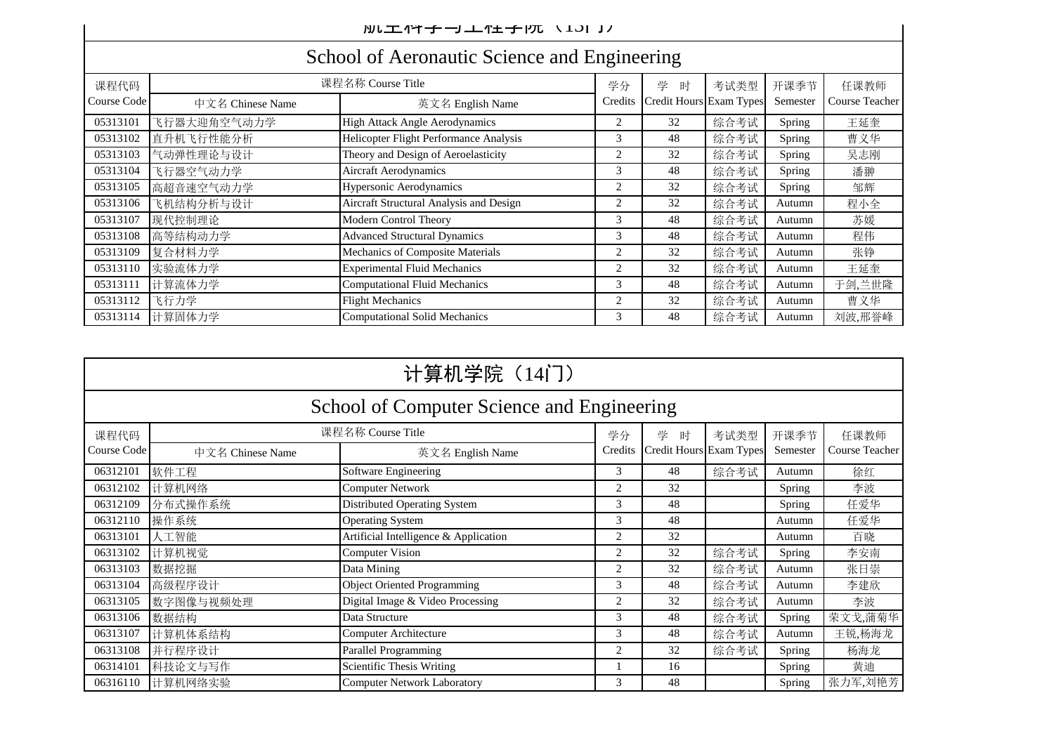# 航空科学与工程学院（13门）

## School of Aeronautic Science and Engineering

| 课程代码 Course Code | 课程名称 Course Title 中文名 Chinese Name | 英文名 English Name | 学分 Credits | 学时 Credit Hours | 考试类型 Exam Types | 开课季节 Semester | 任课教师 Course Teacher |
|---|---|---|---|---|---|---|---|
| 05313101 | 飞行器大迎角空气动力学 | High Attack Angle Aerodynamics | 2 | 32 | 综合考试 | Spring | 王延奎 |
| 05313102 | 直升机飞行性能分析 | Helicopter Flight Performance Analysis | 3 | 48 | 综合考试 | Spring | 曹义华 |
| 05313103 | 气动弹性理论与设计 | Theory and Design of Aeroelasticity | 2 | 32 | 综合考试 | Spring | 吴志刚 |
| 05313104 | 飞行器空气动力学 | Aircraft Aerodynamics | 3 | 48 | 综合考试 | Spring | 潘翀 |
| 05313105 | 高超音速空气动力学 | Hypersonic Aerodynamics | 2 | 32 | 综合考试 | Spring | 邹辉 |
| 05313106 | 飞机结构分析与设计 | Aircraft Structural Analysis and Design | 2 | 32 | 综合考试 | Autumn | 程小全 |
| 05313107 | 现代控制理论 | Modern Control Theory | 3 | 48 | 综合考试 | Autumn | 苏媛 |
| 05313108 | 高等结构动力学 | Advanced Structural Dynamics | 3 | 48 | 综合考试 | Autumn | 程伟 |
| 05313109 | 复合材料力学 | Mechanics of Composite Materials | 2 | 32 | 综合考试 | Autumn | 张铮 |
| 05313110 | 实验流体力学 | Experimental Fluid Mechanics | 2 | 32 | 综合考试 | Autumn | 王延奎 |
| 05313111 | 计算流体力学 | Computational Fluid Mechanics | 3 | 48 | 综合考试 | Autumn | 于剑,兰世隆 |
| 05313112 | 飞行力学 | Flight Mechanics | 2 | 32 | 综合考试 | Autumn | 曹义华 |
| 05313114 | 计算固体力学 | Computational Solid Mechanics | 3 | 48 | 综合考试 | Autumn | 刘波,邢誉峰 |

# 计算机学院（14门）

## School of Computer Science and Engineering

| 课程代码 Course Code | 课程名称 Course Title 中文名 Chinese Name | 英文名 English Name | 学分 Credits | 学时 Credit Hours | 考试类型 Exam Types | 开课季节 Semester | 任课教师 Course Teacher |
|---|---|---|---|---|---|---|---|
| 06312101 | 软件工程 | Software Engineering | 3 | 48 | 综合考试 | Autumn | 徐红 |
| 06312102 | 计算机网络 | Computer Network | 2 | 32 | | Spring | 李波 |
| 06312109 | 分布式操作系统 | Distributed Operating System | 3 | 48 | | Spring | 任爱华 |
| 06312110 | 操作系统 | Operating System | 3 | 48 | | Autumn | 任爱华 |
| 06313101 | 人工智能 | Artificial Intelligence & Application | 2 | 32 | | Autumn | 百晓 |
| 06313102 | 计算机视觉 | Computer Vision | 2 | 32 | 综合考试 | Spring | 李安南 |
| 06313103 | 数据挖掘 | Data Mining | 2 | 32 | 综合考试 | Autumn | 张日崇 |
| 06313104 | 高级程序设计 | Object Oriented Programming | 3 | 48 | 综合考试 | Autumn | 李建欣 |
| 06313105 | 数字图像与视频处理 | Digital Image & Video Processing | 2 | 32 | 综合考试 | Autumn | 李波 |
| 06313106 | 数据结构 | Data Structure | 3 | 48 | 综合考试 | Spring | 荣文戈,蒲菊华 |
| 06313107 | 计算机体系结构 | Computer Architecture | 3 | 48 | 综合考试 | Autumn | 王锐,杨海龙 |
| 06313108 | 并行程序设计 | Parallel Programming | 2 | 32 | 综合考试 | Spring | 杨海龙 |
| 06314101 | 科技论文与写作 | Scientific Thesis Writing | 1 | 16 | | Spring | 黄迪 |
| 06316110 | 计算机网络实验 | Computer Network Laboratory | 3 | 48 | | Spring | 张力军,刘艳芳 |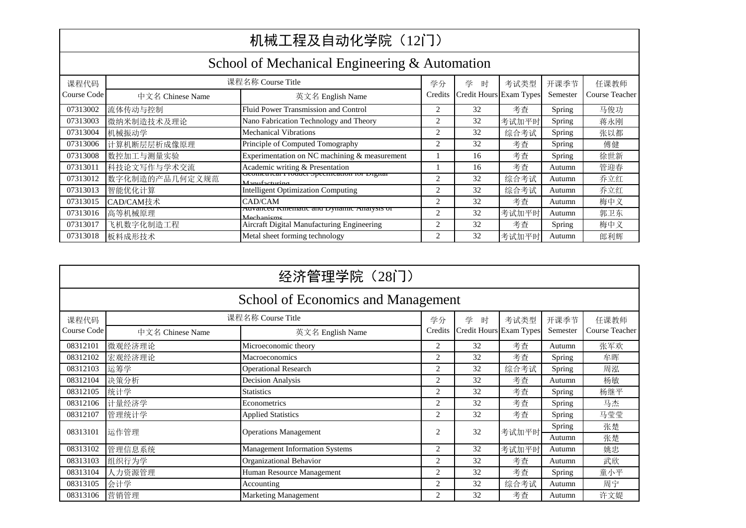## 机械工程及自动化学院（12门）

## School of Mechanical Engineering & Automation

| 课程代码<br>Course Code | 课程名称 Course Title<br>中文名 Chinese Name | 英文名 English Name | 学分<br>Credits | 学 时<br>Credit Hours | 考试类型<br>Exam Types | 开课季节<br>Semester | 任课教师<br>Course Teacher |
|---|---|---|---|---|---|---|---|
| 07313002 | 流体传动与控制 | Fluid Power Transmission and Control | 2 | 32 | 考查 | Spring | 马俊功 |
| 07313003 | 微纳米制造技术及理论 | Nano Fabrication Technology and Theory | 2 | 32 | 考试加平时 | Spring | 蒋永刚 |
| 07313004 | 机械振动学 | Mechanical Vibrations | 2 | 32 | 综合考试 | Spring | 张以都 |
| 07313006 | 计算机断层层析成像原理 | Principle of Computed Tomography | 2 | 32 | 考查 | Spring | 傅健 |
| 07313008 | 数控加工与测量实验 | Experimentation on NC machining & measurement | 1 | 16 | 考查 | Spring | 徐世新 |
| 07313011 | 科技论文写作与学术交流 | Academic writing & Presentation | 1 | 16 | 考查 | Autumn | 管迎春 |
| 07313012 | 数字化制造的产品几何定义规范 | Geometrical Product Specification for Digital Manufacturing | 2 | 32 | 综合考试 | Autumn | 乔立红 |
| 07313013 | 智能优化计算 | Intelligent Optimization Computing | 2 | 32 | 综合考试 | Autumn | 乔立红 |
| 07313015 | CAD/CAM技术 | CAD/CAM | 2 | 32 | 考查 | Autumn | 梅中义 |
| 07313016 | 高等机械原理 | Advanced Kinematic and Dynamic Analysis of Mechanisms | 2 | 32 | 考试加平时 | Autumn | 郭卫东 |
| 07313017 | 飞机数字化制造工程 | Aircraft Digital Manufacturing Engineering | 2 | 32 | 考查 | Spring | 梅中义 |
| 07313018 | 板料成形技术 | Metal sheet forming technology | 2 | 32 | 考试加平时 | Autumn | 郎利辉 |

## 经济管理学院（28门）

## School of Economics and Management

| 课程代码<br>Course Code | 课程名称 Course Title<br>中文名 Chinese Name | 英文名 English Name | 学分<br>Credits | 学 时<br>Credit Hours | 考试类型<br>Exam Types | 开课季节<br>Semester | 任课教师<br>Course Teacher |
|---|---|---|---|---|---|---|---|
| 08312101 | 微观经济理论 | Microeconomic theory | 2 | 32 | 考查 | Autumn | 张军欢 |
| 08312102 | 宏观经济理论 | Macroeconomics | 2 | 32 | 考查 | Spring | 牟晖 |
| 08312103 | 运筹学 | Operational Research | 2 | 32 | 综合考试 | Spring | 周泓 |
| 08312104 | 决策分析 | Decision Analysis | 2 | 32 | 考查 | Autumn | 杨敏 |
| 08312105 | 统计学 | Statistics | 2 | 32 | 考查 | Spring | 杨继平 |
| 08312106 | 计量经济学 | Econometrics | 2 | 32 | 考查 | Spring | 马杰 |
| 08312107 | 管理统计学 | Applied Statistics | 2 | 32 | 考查 | Spring | 马莹莹 |
| 08313101 | 运作管理 | Operations Management | 2 | 32 | 考试加平时 | Spring | 张楚 |
| | | | | | | Autumn | 张楚 |
| 08313102 | 管理信息系统 | Management Information Systems | 2 | 32 | 考试加平时 | Autumn | 姚忠 |
| 08313103 | 组织行为学 | Organizational Behavior | 2 | 32 | 考查 | Autumn | 武欣 |
| 08313104 | 人力资源管理 | Human Resource Management | 2 | 32 | 考查 | Spring | 童小平 |
| 08313105 | 会计学 | Accounting | 2 | 32 | 综合考试 | Autumn | 周宁 |
| 08313106 | 营销管理 | Marketing Management | 2 | 32 | 考查 | Autumn | 许文媞 |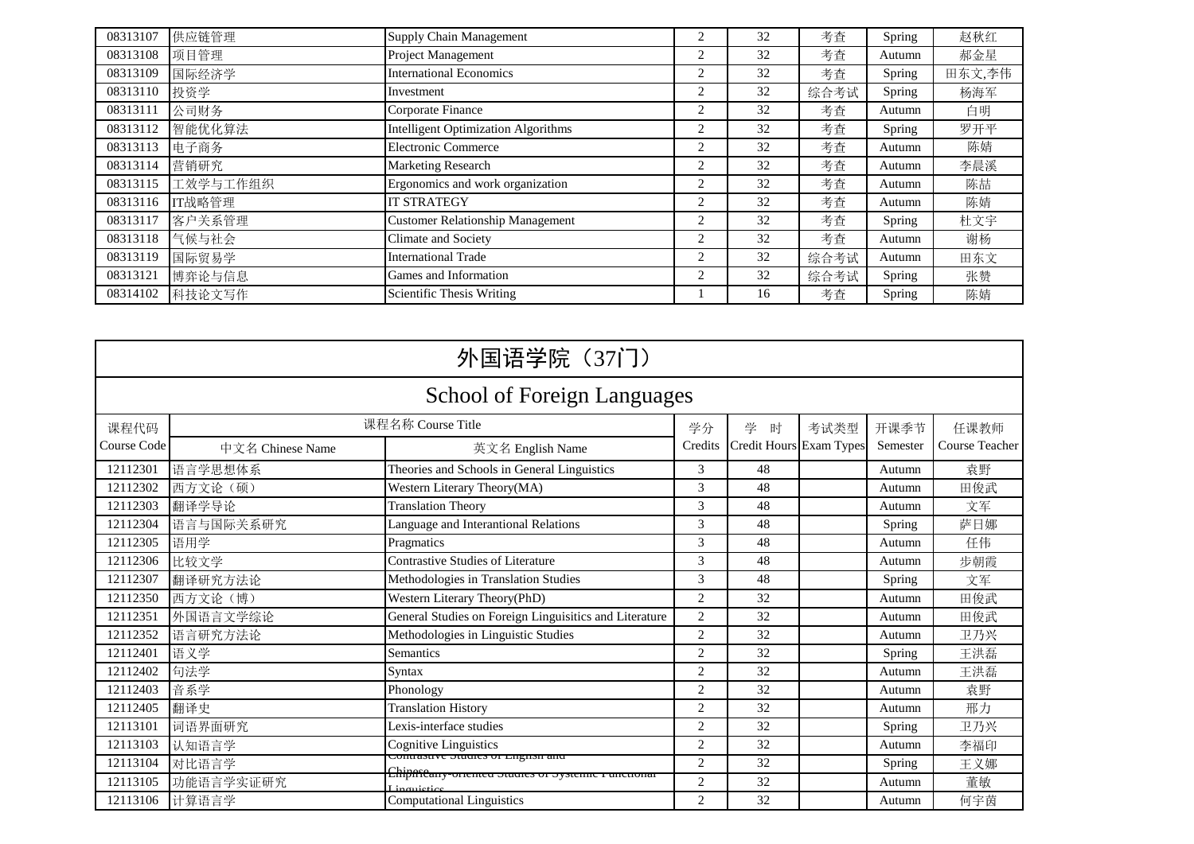| | | | | | | | |
|---|---|---|---|---|---|---|---|
| 08313107 | 供应链管理 | Supply Chain Management | 2 | 32 | 考查 | Spring | 赵秋红 |
| 08313108 | 项目管理 | Project Management | 2 | 32 | 考查 | Autumn | 郝金星 |
| 08313109 | 国际经济学 | International Economics | 2 | 32 | 考查 | Spring | 田东文,李伟 |
| 08313110 | 投资学 | Investment | 2 | 32 | 综合考试 | Spring | 杨海军 |
| 08313111 | 公司财务 | Corporate Finance | 2 | 32 | 考查 | Autumn | 白明 |
| 08313112 | 智能优化算法 | Intelligent Optimization Algorithms | 2 | 32 | 考查 | Spring | 罗开平 |
| 08313113 | 电子商务 | Electronic Commerce | 2 | 32 | 考查 | Autumn | 陈婧 |
| 08313114 | 营销研究 | Marketing Research | 2 | 32 | 考查 | Autumn | 李晨溪 |
| 08313115 | 工效学与工作组织 | Ergonomics and work organization | 2 | 32 | 考查 | Autumn | 陈喆 |
| 08313116 | IT战略管理 | IT STRATEGY | 2 | 32 | 考查 | Autumn | 陈婧 |
| 08313117 | 客户关系管理 | Customer Relationship Management | 2 | 32 | 考查 | Spring | 杜文宇 |
| 08313118 | 气候与社会 | Climate and Society | 2 | 32 | 考查 | Autumn | 谢杨 |
| 08313119 | 国际贸易学 | International Trade | 2 | 32 | 综合考试 | Autumn | 田东文 |
| 08313121 | 博弈论与信息 | Games and Information | 2 | 32 | 综合考试 | Spring | 张赞 |
| 08314102 | 科技论文写作 | Scientific Thesis Writing | 1 | 16 | 考查 | Spring | 陈婧 |

## 外国语学院（37门）

## School of Foreign Languages

| 课程代码 Course Code | 课程名称 Course Title 中文名 Chinese Name | 英文名 English Name | 学分 Credits | 学 时 Credit Hours | 考试类型 Exam Types | 开课季节 Semester | 任课教师 Course Teacher |
|---|---|---|---|---|---|---|---|
| 12112301 | 语言学思想体系 | Theories and Schools in General Linguistics | 3 | 48 | | Autumn | 袁野 |
| 12112302 | 西方文论（硕） | Western Literary Theory(MA) | 3 | 48 | | Autumn | 田俊武 |
| 12112303 | 翻译学导论 | Translation Theory | 3 | 48 | | Autumn | 文军 |
| 12112304 | 语言与国际关系研究 | Language and Interantional Relations | 3 | 48 | | Spring | 萨日娜 |
| 12112305 | 语用学 | Pragmatics | 3 | 48 | | Autumn | 任伟 |
| 12112306 | 比较文学 | Contrastive Studies of Literature | 3 | 48 | | Autumn | 步朝霞 |
| 12112307 | 翻译研究方法论 | Methodologies in Translation Studies | 3 | 48 | | Spring | 文军 |
| 12112350 | 西方文论（博） | Western Literary Theory(PhD) | 2 | 32 | | Autumn | 田俊武 |
| 12112351 | 外国语言文学综论 | General Studies on Foreign Linguisitics and Literature | 2 | 32 | | Autumn | 田俊武 |
| 12112352 | 语言研究方法论 | Methodologies in Linguistic Studies | 2 | 32 | | Autumn | 卫乃兴 |
| 12112401 | 语义学 | Semantics | 2 | 32 | | Spring | 王洪磊 |
| 12112402 | 句法学 | Syntax | 2 | 32 | | Autumn | 王洪磊 |
| 12112403 | 音系学 | Phonology | 2 | 32 | | Autumn | 袁野 |
| 12112405 | 翻译史 | Translation History | 2 | 32 | | Autumn | 邢力 |
| 12113101 | 词语界面研究 | Lexis-interface studies | 2 | 32 | | Spring | 卫乃兴 |
| 12113103 | 认知语言学 | Cognitive Linguistics | 2 | 32 | | Autumn | 李福印 |
| 12113104 | 对比语言学 | Contrastive Studies of English and Chinese | 2 | 32 | | Spring | 王义娜 |
| 12113105 | 功能语言学实证研究 | Empirically-oriented Studies of Systemic Functional Linguistics | 2 | 32 | | Autumn | 董敏 |
| 12113106 | 计算语言学 | Computational Linguistics | 2 | 32 | | Autumn | 何宇茵 |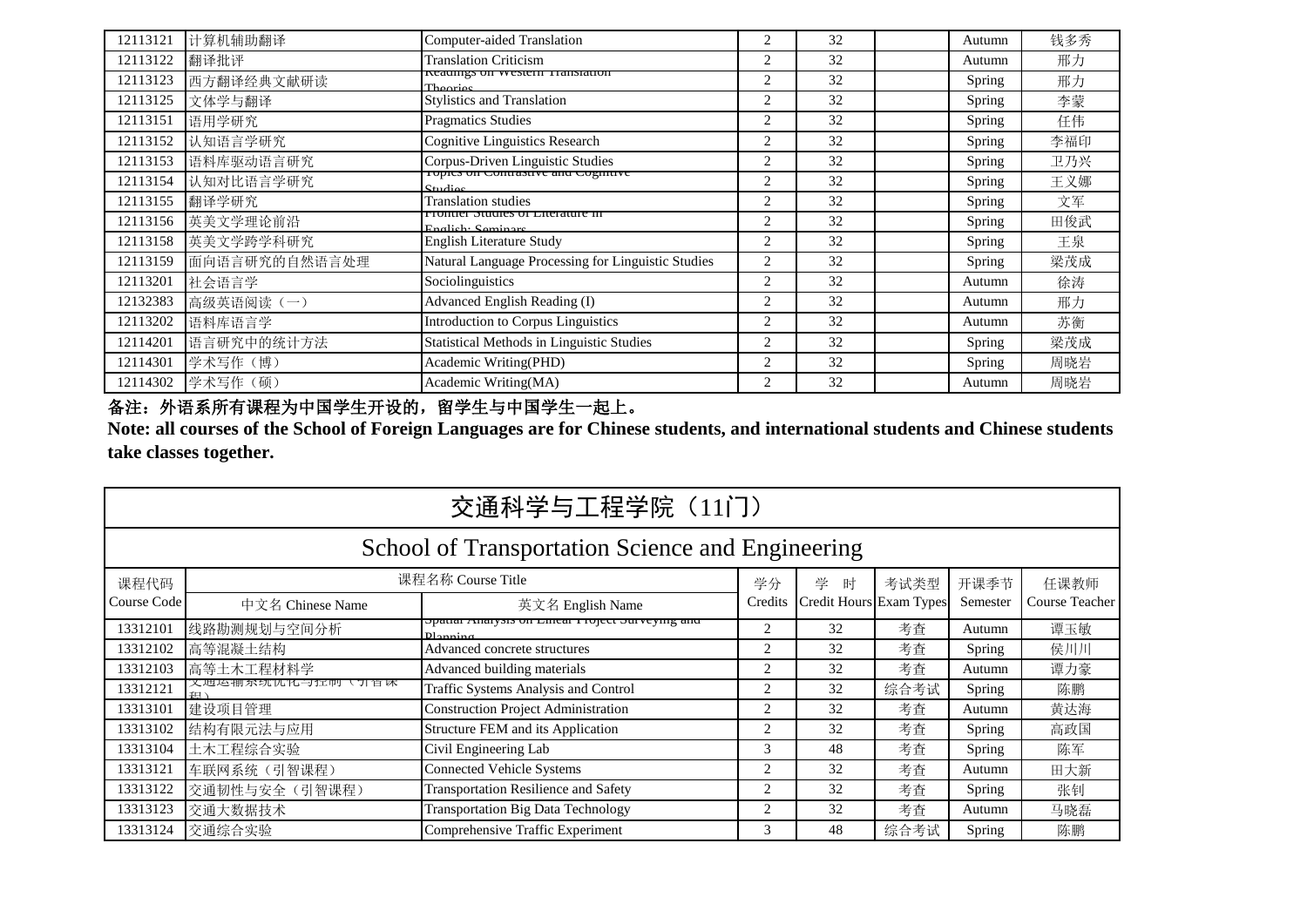| | | | | | | | | |
|---|---|---|---|---|---|---|---|---|
| 12113121 | 计算机辅助翻译 | Computer-aided Translation | 2 | 32 | | Autumn | 钱多秀 |
| 12113122 | 翻译批评 | Translation Criticism | 2 | 32 | | Autumn | 邢力 |
| 12113123 | 西方翻译经典文献研读 | Readings on Western Translation Theories | 2 | 32 | | Spring | 邢力 |
| 12113125 | 文体学与翻译 | Stylistics and Translation | 2 | 32 | | Spring | 李蒙 |
| 12113151 | 语用学研究 | Pragmatics Studies | 2 | 32 | | Spring | 任伟 |
| 12113152 | 认知语言学研究 | Cognitive Linguistics Research | 2 | 32 | | Spring | 李福印 |
| 12113153 | 语料库驱动语言研究 | Corpus-Driven Linguistic Studies | 2 | 32 | | Spring | 卫乃兴 |
| 12113154 | 认知对比语言学研究 | Topics on Contrastive and Cognitive Studies | 2 | 32 | | Spring | 王义娜 |
| 12113155 | 翻译学研究 | Translation studies | 2 | 32 | | Spring | 文军 |
| 12113156 | 英美文学理论前沿 | Frontier Studies of Literature in English: Seminars | 2 | 32 | | Spring | 田俊武 |
| 12113158 | 英美文学跨学科研究 | English Literature Study | 2 | 32 | | Spring | 王泉 |
| 12113159 | 面向语言研究的自然语言处理 | Natural Language Processing for Linguistic Studies | 2 | 32 | | Spring | 梁茂成 |
| 12113201 | 社会语言学 | Sociolinguistics | 2 | 32 | | Autumn | 徐涛 |
| 12132383 | 高级英语阅读（一） | Advanced English Reading (I) | 2 | 32 | | Autumn | 邢力 |
| 12113202 | 语料库语言学 | Introduction to Corpus Linguistics | 2 | 32 | | Autumn | 苏衡 |
| 12114201 | 语言研究中的统计方法 | Statistical Methods in Linguistic Studies | 2 | 32 | | Spring | 梁茂成 |
| 12114301 | 学术写作（博） | Academic Writing(PHD) | 2 | 32 | | Spring | 周晓岩 |
| 12114302 | 学术写作（硕） | Academic Writing(MA) | 2 | 32 | | Autumn | 周晓岩 |

**备注：外语系所有课程为中国学生开设的，留学生与中国学生一起上。**

**Note: all courses of the School of Foreign Languages are for Chinese students, and international students and Chinese students take classes together.**

## 交通科学与工程学院（11门）

## School of Transportation Science and Engineering

| 课程代码 Course Code | 课程名称 Course Title | | 学分 Credits | 学时 Credit Hours | 考试类型 Exam Types | 开课季节 Semester | 任课教师 Course Teacher |
|---|---|---|---|---|---|---|---|
| | 中文名 Chinese Name | 英文名 English Name | | | | | |
| 13312101 | 线路勘测规划与空间分析 | Spatial Analysis on Linear Project Surveying and Planning | 2 | 32 | 考查 | Autumn | 谭玉敏 |
| 13312102 | 高等混凝土结构 | Advanced concrete structures | 2 | 32 | 考查 | Spring | 侯川川 |
| 13312103 | 高等土木工程材料学 | Advanced building materials | 2 | 32 | 考查 | Autumn | 谭力豪 |
| 13312121 | 交通运输系统优化与控制（引智课程） | Traffic Systems Analysis and Control | 2 | 32 | 综合考试 | Spring | 陈鹏 |
| 13313101 | 建设项目管理 | Construction Project Administration | 2 | 32 | 考查 | Autumn | 黄达海 |
| 13313102 | 结构有限元法与应用 | Structure FEM and its Application | 2 | 32 | 考查 | Spring | 高政国 |
| 13313104 | 土木工程综合实验 | Civil Engineering Lab | 3 | 48 | 考查 | Spring | 陈军 |
| 13313121 | 车联网系统（引智课程） | Connected Vehicle Systems | 2 | 32 | 考查 | Autumn | 田大新 |
| 13313122 | 交通韧性与安全（引智课程） | Transportation Resilience and Safety | 2 | 32 | 考查 | Spring | 张钊 |
| 13313123 | 交通大数据技术 | Transportation Big Data Technology | 2 | 32 | 考查 | Autumn | 马晓磊 |
| 13313124 | 交通综合实验 | Comprehensive Traffic Experiment | 3 | 48 | 综合考试 | Spring | 陈鹏 |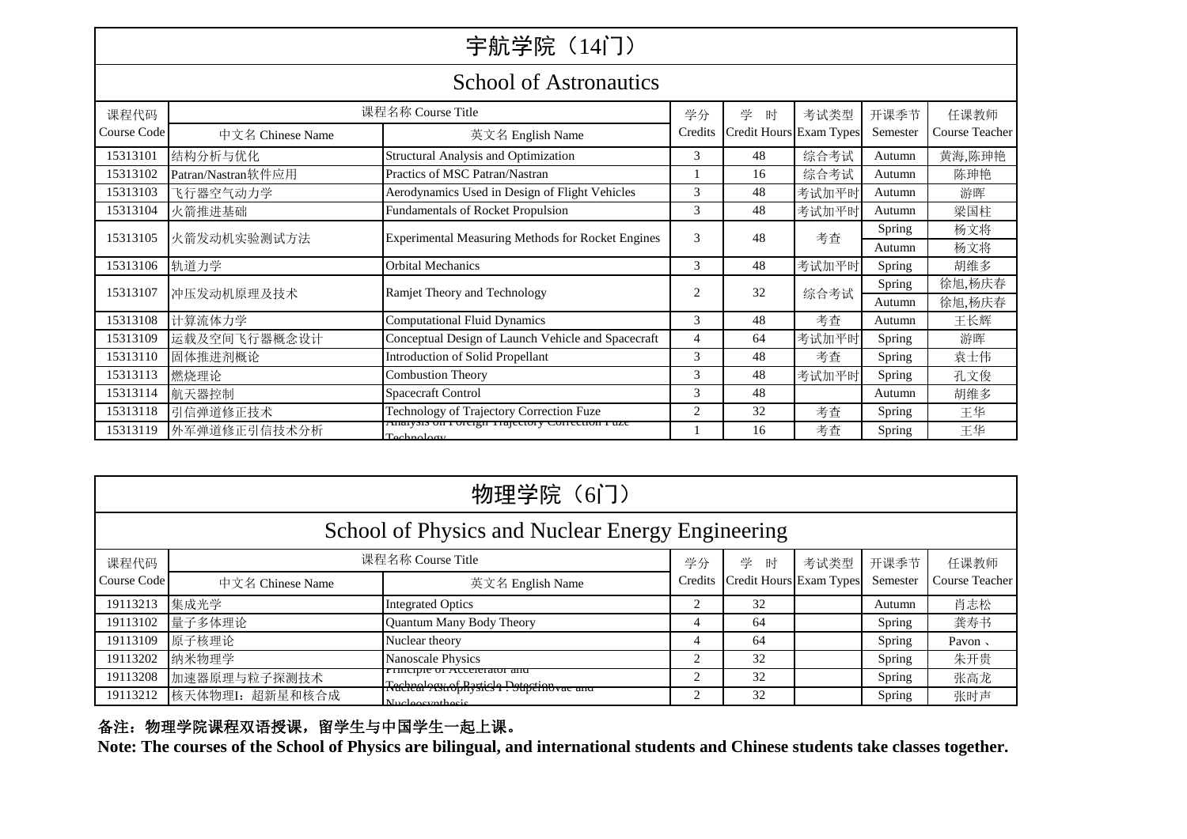## 宇航学院（14门）

## School of Astronautics

| 课程代码 Course Code | 课程名称 Course Title 中文名 Chinese Name | 英文名 English Name | 学分 Credits | 学 时 Credit Hours | 考试类型 Exam Types | 开课季节 Semester | 任课教师 Course Teacher |
|---|---|---|---|---|---|---|---|
| 15313101 | 结构分析与优化 | Structural Analysis and Optimization | 3 | 48 | 综合考试 | Autumn | 黄海,陈珅艳 |
| 15313102 | Patran/Nastran软件应用 | Practics of MSC Patran/Nastran | 1 | 16 | 综合考试 | Autumn | 陈珅艳 |
| 15313103 | 飞行器空气动力学 | Aerodynamics Used in Design of Flight Vehicles | 3 | 48 | 考试加平时 | Autumn | 游晖 |
| 15313104 | 火箭推进基础 | Fundamentals of Rocket Propulsion | 3 | 48 | 考试加平时 | Autumn | 梁国柱 |
| 15313105 | 火箭发动机实验测试方法 | Experimental Measuring Methods for Rocket Engines | 3 | 48 | 考查 | Spring | 杨文将 |
| | | | | | | Autumn | 杨文将 |
| 15313106 | 轨道力学 | Orbital Mechanics | 3 | 48 | 考试加平时 | Spring | 胡维多 |
| 15313107 | 冲压发动机原理及技术 | Ramjet Theory and Technology | 2 | 32 | 综合考试 | Spring | 徐旭,杨庆春 |
| | | | | | | Autumn | 徐旭,杨庆春 |
| 15313108 | 计算流体力学 | Computational Fluid Dynamics | 3 | 48 | 考查 | Autumn | 王长辉 |
| 15313109 | 运载及空间飞行器概念设计 | Conceptual Design of Launch Vehicle and Spacecraft | 4 | 64 | 考试加平时 | Spring | 游晖 |
| 15313110 | 固体推进剂概论 | Introduction of Solid Propellant | 3 | 48 | 考查 | Spring | 袁士伟 |
| 15313113 | 燃烧理论 | Combustion Theory | 3 | 48 | 考试加平时 | Spring | 孔文俊 |
| 15313114 | 航天器控制 | Spacecraft Control | 3 | 48 | | Autumn | 胡维多 |
| 15313118 | 引信弹道修正技术 | Technology of Trajectory Correction Fuze | 2 | 32 | 考查 | Spring | 王华 |
| 15313119 | 外军弹道修正引信技术分析 | Analysis on Foreign Trajectory Correction Fuze Technology | 1 | 16 | 考查 | Spring | 王华 |

## 物理学院（6门）

## School of Physics and Nuclear Energy Engineering

| 课程代码 Course Code | 课程名称 Course Title 中文名 Chinese Name | 英文名 English Name | 学分 Credits | 学 时 Credit Hours | 考试类型 Exam Types | 开课季节 Semester | 任课教师 Course Teacher |
|---|---|---|---|---|---|---|---|
| 19113213 | 集成光学 | Integrated Optics | 2 | 32 | | Autumn | 肖志松 |
| 19113102 | 量子多体理论 | Quantum Many Body Theory | 4 | 64 | | Spring | 龚寿书 |
| 19113109 | 原子核理论 | Nuclear theory | 4 | 64 | | Spring | Pavon 、 |
| 19113202 | 纳米物理学 | Nanoscale Physics | 2 | 32 | | Spring | 朱开贵 |
| 19113208 | 加速器原理与粒子探测技术 | Principle of Accelerator and Technology of Particle Detection | 2 | 32 | | Spring | 张高龙 |
| 19113212 | 核天体物理I：超新星和核合成 | Nuclear Astrophysics I : Supernovae and Nucleosynthesis | 2 | 32 | | Spring | 张时声 |

**备注：物理学院课程双语授课，留学生与中国学生一起上课。**

**Note: The courses of the School of Physics are bilingual, and international students and Chinese students take classes together.**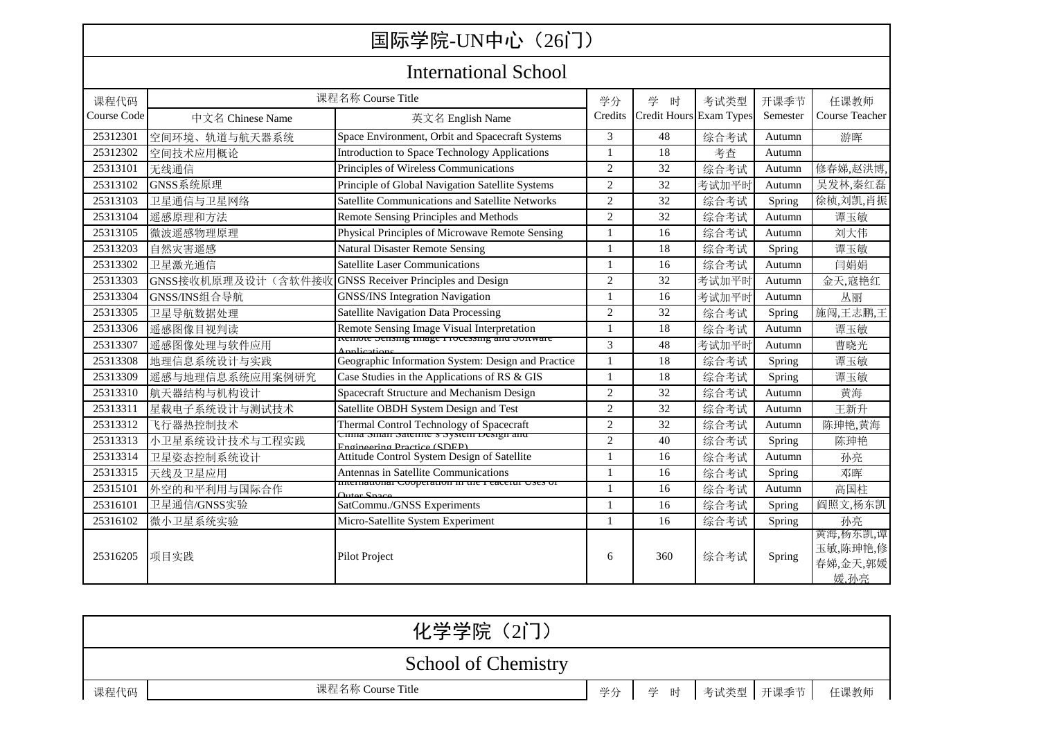| 国际学院-UN中心（26门） | | | | | | | |
|---|---|---|---|---|---|---|---|
| International School | | | | | | | |
| 课程代码 Course Code | 课程名称 Course Title 中文名 Chinese Name | 英文名 English Name | 学分 Credits | 学　时 Credit Hours | 考试类型 Exam Types | 开课季节 Semester | 任课教师 Course Teacher |
| 25312301 | 空间环境、轨道与航天器系统 | Space Environment, Orbit and Spacecraft Systems | 3 | 48 | 综合考试 | Autumn | 游晖 |
| 25312302 | 空间技术应用概论 | Introduction to Space Technology Applications | 1 | 18 | 考查 | Autumn | |
| 25313101 | 无线通信 | Principles of Wireless Communications | 2 | 32 | 综合考试 | Autumn | 修春娣,赵洪博, |
| 25313102 | GNSS系统原理 | Principle of Global Navigation Satellite Systems | 2 | 32 | 考试加平时 | Autumn | 吴发林,秦红磊 |
| 25313103 | 卫星通信与卫星网络 | Satellite Communications and Satellite Networks | 2 | 32 | 综合考试 | Spring | 徐桢,刘凯,肖振 |
| 25313104 | 遥感原理和方法 | Remote Sensing Principles and Methods | 2 | 32 | 综合考试 | Autumn | 谭玉敏 |
| 25313105 | 微波遥感物理原理 | Physical Principles of Microwave Remote Sensing | 1 | 16 | 综合考试 | Autumn | 刘大伟 |
| 25313203 | 自然灾害遥感 | Natural Disaster Remote Sensing | 1 | 18 | 综合考试 | Spring | 谭玉敏 |
| 25313302 | 卫星激光通信 | Satellite Laser Communications | 1 | 16 | 综合考试 | Autumn | 闫娟娟 |
| 25313303 | GNSS接收机原理及设计（含软件接收 | GNSS Receiver Principles and Design | 2 | 32 | 考试加平时 | Autumn | 金天,寇艳红 |
| 25313304 | GNSS/INS组合导航 | GNSS/INS Integration Navigation | 1 | 16 | 考试加平时 | Autumn | 从丽 |
| 25313305 | 卫星导航数据处理 | Satellite Navigation Data Processing | 2 | 32 | 综合考试 | Spring | 施闯,王志鹏,王 |
| 25313306 | 遥感图像目视判读 | Remote Sensing Image Visual Interpretation | 1 | 18 | 综合考试 | Autumn | 谭玉敏 |
| 25313307 | 遥感图像处理与软件应用 | Remote Sensing Image Processing and Software Applications | 3 | 48 | 考试加平时 | Autumn | 曹晓光 |
| 25313308 | 地理信息系统设计与实践 | Geographic Information System: Design and Practice | 1 | 18 | 综合考试 | Spring | 谭玉敏 |
| 25313309 | 遥感与地理信息系统应用案例研究 | Case Studies in the Applications of RS & GIS | 1 | 18 | 综合考试 | Spring | 谭玉敏 |
| 25313310 | 航天器结构与机构设计 | Spacecraft Structure and Mechanism Design | 2 | 32 | 综合考试 | Autumn | 黄海 |
| 25313311 | 星载电子系统设计与测试技术 | Satellite OBDH System Design and Test | 2 | 32 | 综合考试 | Autumn | 王新升 |
| 25313312 | 飞行器热控制技术 | Thermal Control Technology of Spacecraft | 2 | 32 | 综合考试 | Autumn | 陈珅艳,黄海 |
| 25313313 | 小卫星系统设计技术与工程实践 | China Small Satellite's System Design and Engineering Practice (SDEP) | 2 | 40 | 综合考试 | Spring | 陈珅艳 |
| 25313314 | 卫星姿态控制系统设计 | Attitude Control System Design of Satellite | 1 | 16 | 综合考试 | Autumn | 孙亮 |
| 25313315 | 天线及卫星应用 | Antennas in Satellite Communications | 1 | 16 | 综合考试 | Spring | 邓晖 |
| 25315101 | 外空的和平利用与国际合作 | International Cooperation in the Peaceful Uses of Outer Space | 1 | 16 | 综合考试 | Autumn | 高国柱 |
| 25316101 | 卫星通信/GNSS实验 | SatCommu./GNSS Experiments | 1 | 16 | 综合考试 | Spring | 阎照文,杨东凯 |
| 25316102 | 微小卫星系统实验 | Micro-Satellite System Experiment | 1 | 16 | 综合考试 | Spring | 孙亮 |
| 25316205 | 项目实践 | Pilot Project | 6 | 360 | 综合考试 | Spring | 黄海,杨东凯,谭玉敏,陈珅艳,修春娣,金天,郭媛媛,孙亮 |

| 化学学院（2门） | | | | | | | |
|---|---|---|---|---|---|---|---|
| School of Chemistry | | | | | | | |
| 课程代码 | 课程名称 Course Title | | 学分 | 学　时 | 考试类型 | 开课季节 | 任课教师 |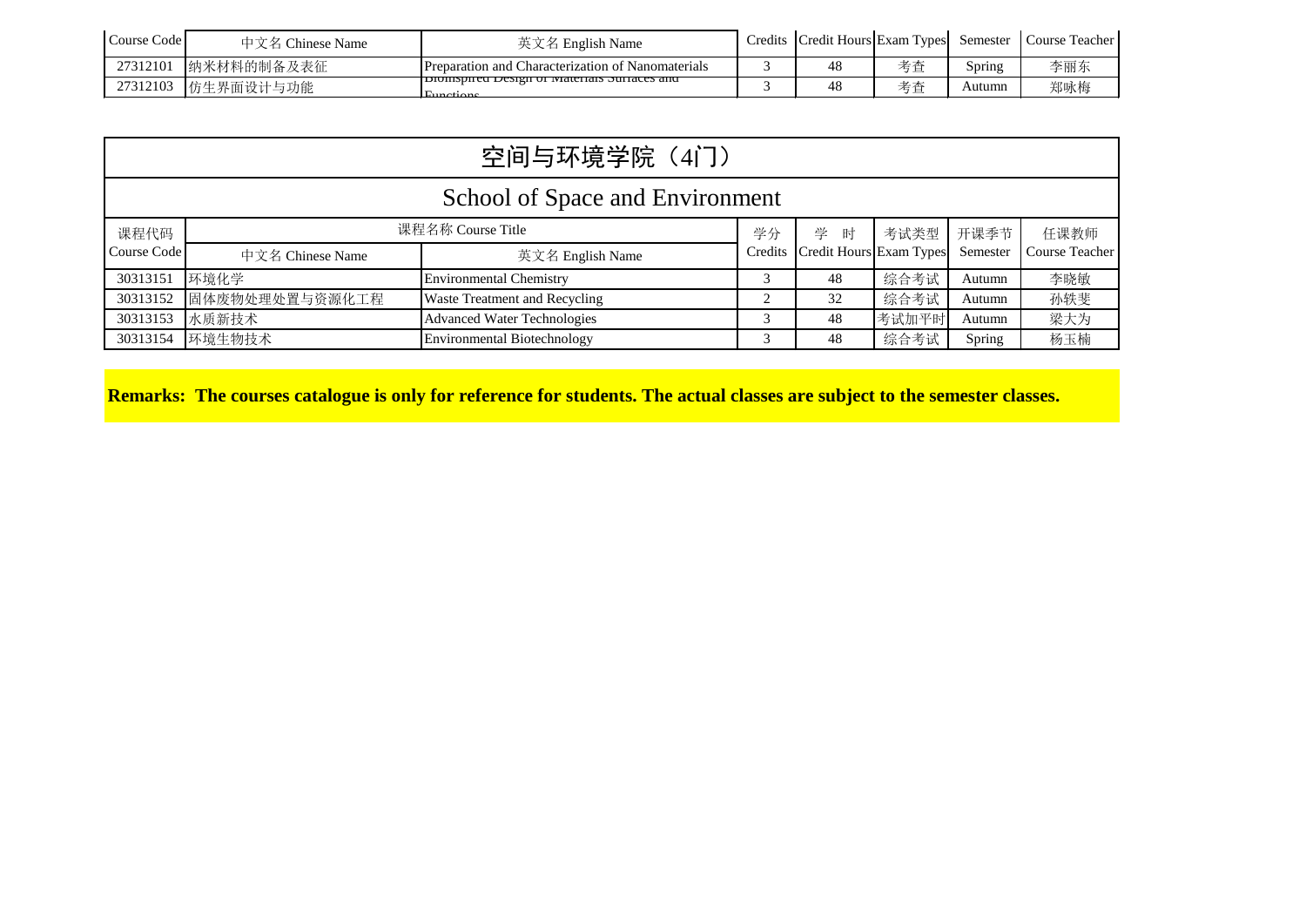| Course Code | 中文名 Chinese Name | 英文名 English Name | Credits | Credit Hours | Exam Types | Semester | Course Teacher |
|---|---|---|---|---|---|---|---|
| 27312101 | 纳米材料的制备及表征 | Preparation and Characterization of Nanomaterials | 3 | 48 | 考查 | Spring | 李丽东 |
| 27312103 | 仿生界面设计与功能 | Bioinspired Design of Materials Surfaces and Functions | 3 | 48 | 考查 | Autumn | 郑咏梅 |

## 空间与环境学院（4门）

## School of Space and Environment

| 课程代码 Course Code | 课程名称 Course Title | | 学分 Credits | 学时 Credit Hours | 考试类型 Exam Types | 开课季节 Semester | 任课教师 Course Teacher |
|---|---|---|---|---|---|---|---|
| | 中文名 Chinese Name | 英文名 English Name | | | | | |
| 30313151 | 环境化学 | Environmental Chemistry | 3 | 48 | 综合考试 | Autumn | 李晓敏 |
| 30313152 | 固体废物处理处置与资源化工程 | Waste Treatment and Recycling | 2 | 32 | 综合考试 | Autumn | 孙铁斐 |
| 30313153 | 水质新技术 | Advanced Water Technologies | 3 | 48 | 考试加平时 | Autumn | 梁大为 |
| 30313154 | 环境生物技术 | Environmental Biotechnology | 3 | 48 | 综合考试 | Spring | 杨玉楠 |

**Remarks: The courses catalogue is only for reference for students. The actual classes are subject to the semester classes.**